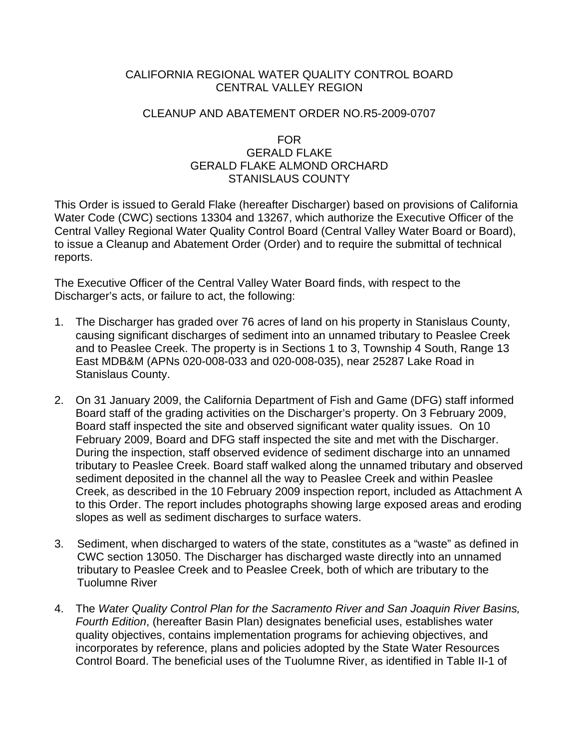CALIFORNIA REGIONAL WATER QUALITY CONTROL BOARD
CENTRAL VALLEY REGION

CLEANUP AND ABATEMENT ORDER NO.R5-2009-0707

FOR
GERALD FLAKE
GERALD FLAKE ALMOND ORCHARD
STANISLAUS COUNTY

This Order is issued to Gerald Flake (hereafter Discharger) based on provisions of California Water Code (CWC) sections 13304 and 13267, which authorize the Executive Officer of the Central Valley Regional Water Quality Control Board (Central Valley Water Board or Board), to issue a Cleanup and Abatement Order (Order) and to require the submittal of technical reports.

The Executive Officer of the Central Valley Water Board finds, with respect to the Discharger's acts, or failure to act, the following:

1. The Discharger has graded over 76 acres of land on his property in Stanislaus County, causing significant discharges of sediment into an unnamed tributary to Peaslee Creek and to Peaslee Creek. The property is in Sections 1 to 3, Township 4 South, Range 13 East MDB&M (APNs 020-008-033 and 020-008-035), near 25287 Lake Road in Stanislaus County.

2. On 31 January 2009, the California Department of Fish and Game (DFG) staff informed Board staff of the grading activities on the Discharger's property. On 3 February 2009, Board staff inspected the site and observed significant water quality issues. On 10 February 2009, Board and DFG staff inspected the site and met with the Discharger. During the inspection, staff observed evidence of sediment discharge into an unnamed tributary to Peaslee Creek. Board staff walked along the unnamed tributary and observed sediment deposited in the channel all the way to Peaslee Creek and within Peaslee Creek, as described in the 10 February 2009 inspection report, included as Attachment A to this Order. The report includes photographs showing large exposed areas and eroding slopes as well as sediment discharges to surface waters.

3. Sediment, when discharged to waters of the state, constitutes as a "waste" as defined in CWC section 13050. The Discharger has discharged waste directly into an unnamed tributary to Peaslee Creek and to Peaslee Creek, both of which are tributary to the Tuolumne River

4. The *Water Quality Control Plan for the Sacramento River and San Joaquin River Basins, Fourth Edition*, (hereafter Basin Plan) designates beneficial uses, establishes water quality objectives, contains implementation programs for achieving objectives, and incorporates by reference, plans and policies adopted by the State Water Resources Control Board. The beneficial uses of the Tuolumne River, as identified in Table II-1 of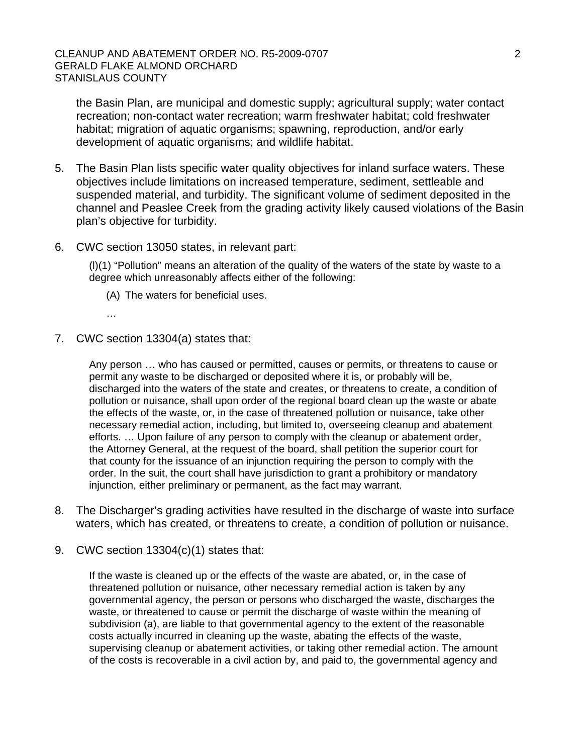the Basin Plan, are municipal and domestic supply; agricultural supply; water contact recreation; non-contact water recreation; warm freshwater habitat; cold freshwater habitat; migration of aquatic organisms; spawning, reproduction, and/or early development of aquatic organisms; and wildlife habitat.

5. The Basin Plan lists specific water quality objectives for inland surface waters. These objectives include limitations on increased temperature, sediment, settleable and suspended material, and turbidity. The significant volume of sediment deposited in the channel and Peaslee Creek from the grading activity likely caused violations of the Basin plan's objective for turbidity.

6. CWC section 13050 states, in relevant part:

   > (l)(1) "Pollution" means an alteration of the quality of the waters of the state by waste to a degree which unreasonably affects either of the following:
   >
   > (A) The waters for beneficial uses.
   >
   > …

7. CWC section 13304(a) states that:

   > Any person … who has caused or permitted, causes or permits, or threatens to cause or permit any waste to be discharged or deposited where it is, or probably will be, discharged into the waters of the state and creates, or threatens to create, a condition of pollution or nuisance, shall upon order of the regional board clean up the waste or abate the effects of the waste, or, in the case of threatened pollution or nuisance, take other necessary remedial action, including, but limited to, overseeing cleanup and abatement efforts. … Upon failure of any person to comply with the cleanup or abatement order, the Attorney General, at the request of the board, shall petition the superior court for that county for the issuance of an injunction requiring the person to comply with the order. In the suit, the court shall have jurisdiction to grant a prohibitory or mandatory injunction, either preliminary or permanent, as the fact may warrant.

8. The Discharger's grading activities have resulted in the discharge of waste into surface waters, which has created, or threatens to create, a condition of pollution or nuisance.

9. CWC section 13304(c)(1) states that:

   > If the waste is cleaned up or the effects of the waste are abated, or, in the case of threatened pollution or nuisance, other necessary remedial action is taken by any governmental agency, the person or persons who discharged the waste, discharges the waste, or threatened to cause or permit the discharge of waste within the meaning of subdivision (a), are liable to that governmental agency to the extent of the reasonable costs actually incurred in cleaning up the waste, abating the effects of the waste, supervising cleanup or abatement activities, or taking other remedial action. The amount of the costs is recoverable in a civil action by, and paid to, the governmental agency and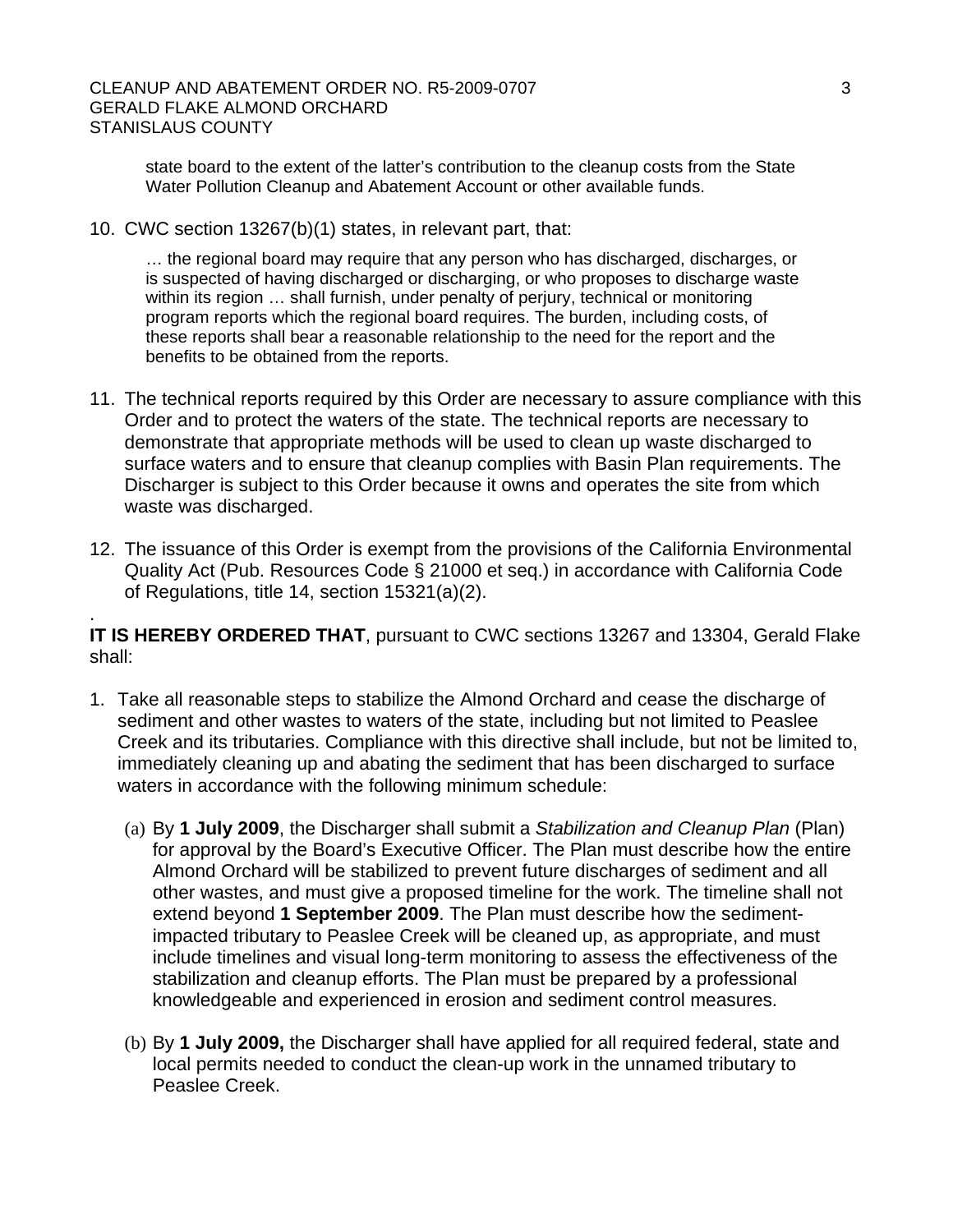state board to the extent of the latter's contribution to the cleanup costs from the State Water Pollution Cleanup and Abatement Account or other available funds.

10. CWC section 13267(b)(1) states, in relevant part, that:

> … the regional board may require that any person who has discharged, discharges, or is suspected of having discharged or discharging, or who proposes to discharge waste within its region … shall furnish, under penalty of perjury, technical or monitoring program reports which the regional board requires. The burden, including costs, of these reports shall bear a reasonable relationship to the need for the report and the benefits to be obtained from the reports.

11. The technical reports required by this Order are necessary to assure compliance with this Order and to protect the waters of the state. The technical reports are necessary to demonstrate that appropriate methods will be used to clean up waste discharged to surface waters and to ensure that cleanup complies with Basin Plan requirements. The Discharger is subject to this Order because it owns and operates the site from which waste was discharged.

12. The issuance of this Order is exempt from the provisions of the California Environmental Quality Act (Pub. Resources Code § 21000 et seq.) in accordance with California Code of Regulations, title 14, section 15321(a)(2).

**IT IS HEREBY ORDERED THAT**, pursuant to CWC sections 13267 and 13304, Gerald Flake shall:

1. Take all reasonable steps to stabilize the Almond Orchard and cease the discharge of sediment and other wastes to waters of the state, including but not limited to Peaslee Creek and its tributaries. Compliance with this directive shall include, but not be limited to, immediately cleaning up and abating the sediment that has been discharged to surface waters in accordance with the following minimum schedule:

   (a) By **1 July 2009**, the Discharger shall submit a *Stabilization and Cleanup Plan* (Plan) for approval by the Board's Executive Officer. The Plan must describe how the entire Almond Orchard will be stabilized to prevent future discharges of sediment and all other wastes, and must give a proposed timeline for the work. The timeline shall not extend beyond **1 September 2009**. The Plan must describe how the sediment-impacted tributary to Peaslee Creek will be cleaned up, as appropriate, and must include timelines and visual long-term monitoring to assess the effectiveness of the stabilization and cleanup efforts. The Plan must be prepared by a professional knowledgeable and experienced in erosion and sediment control measures.

   (b) By **1 July 2009,** the Discharger shall have applied for all required federal, state and local permits needed to conduct the clean-up work in the unnamed tributary to Peaslee Creek.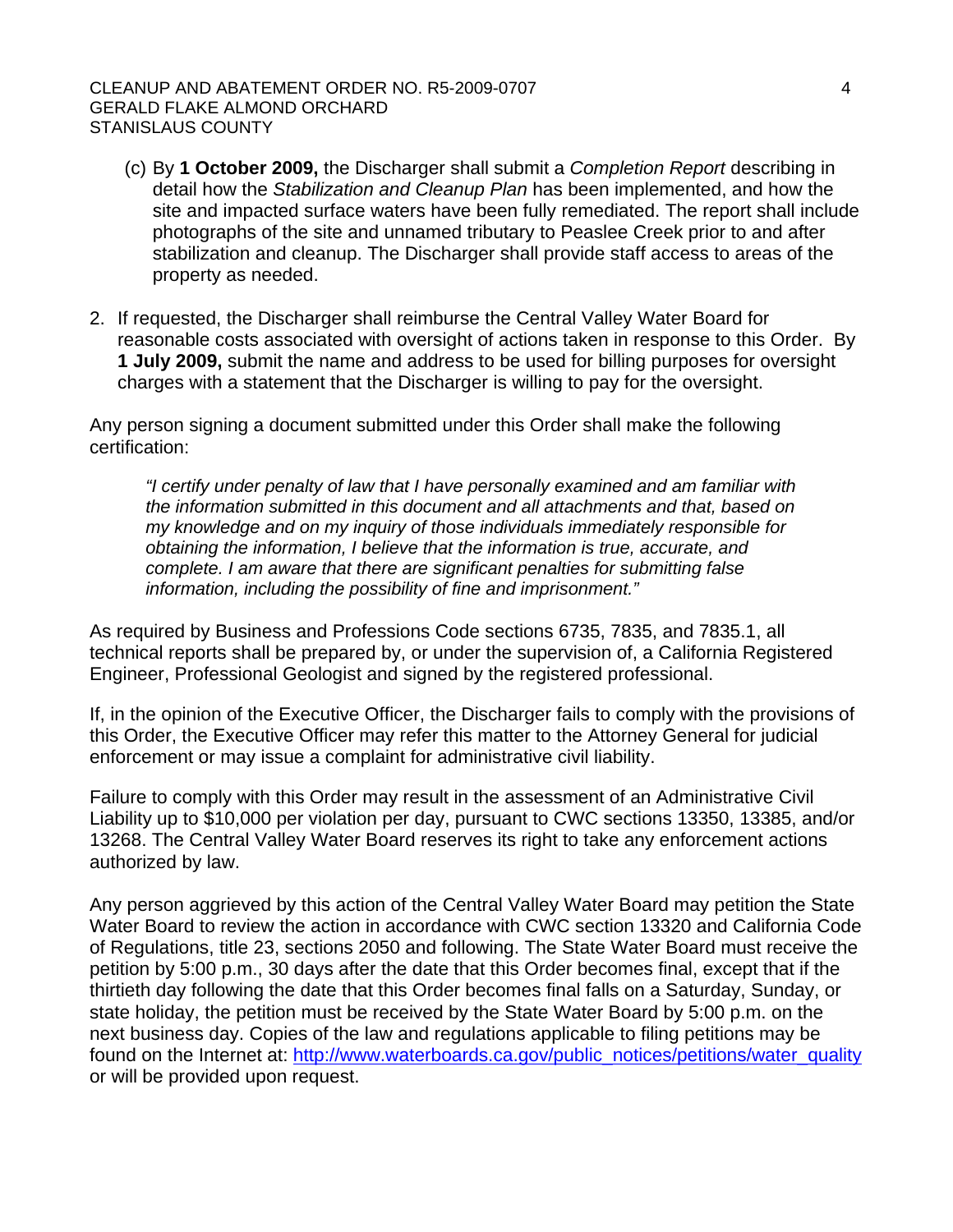(c) By **1 October 2009,** the Discharger shall submit a *Completion Report* describing in detail how the *Stabilization and Cleanup Plan* has been implemented, and how the site and impacted surface waters have been fully remediated. The report shall include photographs of the site and unnamed tributary to Peaslee Creek prior to and after stabilization and cleanup. The Discharger shall provide staff access to areas of the property as needed.

2. If requested, the Discharger shall reimburse the Central Valley Water Board for reasonable costs associated with oversight of actions taken in response to this Order. By **1 July 2009,** submit the name and address to be used for billing purposes for oversight charges with a statement that the Discharger is willing to pay for the oversight.

Any person signing a document submitted under this Order shall make the following certification:

> *"I certify under penalty of law that I have personally examined and am familiar with the information submitted in this document and all attachments and that, based on my knowledge and on my inquiry of those individuals immediately responsible for obtaining the information, I believe that the information is true, accurate, and complete. I am aware that there are significant penalties for submitting false information, including the possibility of fine and imprisonment."*

As required by Business and Professions Code sections 6735, 7835, and 7835.1, all technical reports shall be prepared by, or under the supervision of, a California Registered Engineer, Professional Geologist and signed by the registered professional.

If, in the opinion of the Executive Officer, the Discharger fails to comply with the provisions of this Order, the Executive Officer may refer this matter to the Attorney General for judicial enforcement or may issue a complaint for administrative civil liability.

Failure to comply with this Order may result in the assessment of an Administrative Civil Liability up to $10,000 per violation per day, pursuant to CWC sections 13350, 13385, and/or 13268. The Central Valley Water Board reserves its right to take any enforcement actions authorized by law.

Any person aggrieved by this action of the Central Valley Water Board may petition the State Water Board to review the action in accordance with CWC section 13320 and California Code of Regulations, title 23, sections 2050 and following. The State Water Board must receive the petition by 5:00 p.m., 30 days after the date that this Order becomes final, except that if the thirtieth day following the date that this Order becomes final falls on a Saturday, Sunday, or state holiday, the petition must be received by the State Water Board by 5:00 p.m. on the next business day. Copies of the law and regulations applicable to filing petitions may be found on the Internet at: http://www.waterboards.ca.gov/public_notices/petitions/water_quality or will be provided upon request.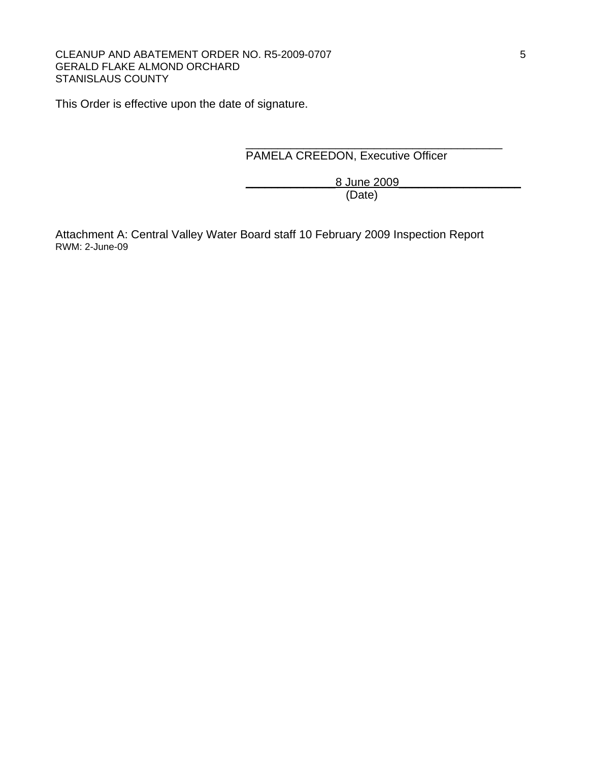This Order is effective upon the date of signature.

\_\_\_\_\_\_\_\_\_\_\_\_\_\_\_\_\_\_\_\_\_\_\_\_\_\_\_\_\_\_\_\_\_\_\_\_\_\_\_\_

PAMELA CREEDON, Executive Officer

8 June 2009

(Date)

Attachment A: Central Valley Water Board staff 10 February 2009 Inspection Report

RWM: 2-June-09